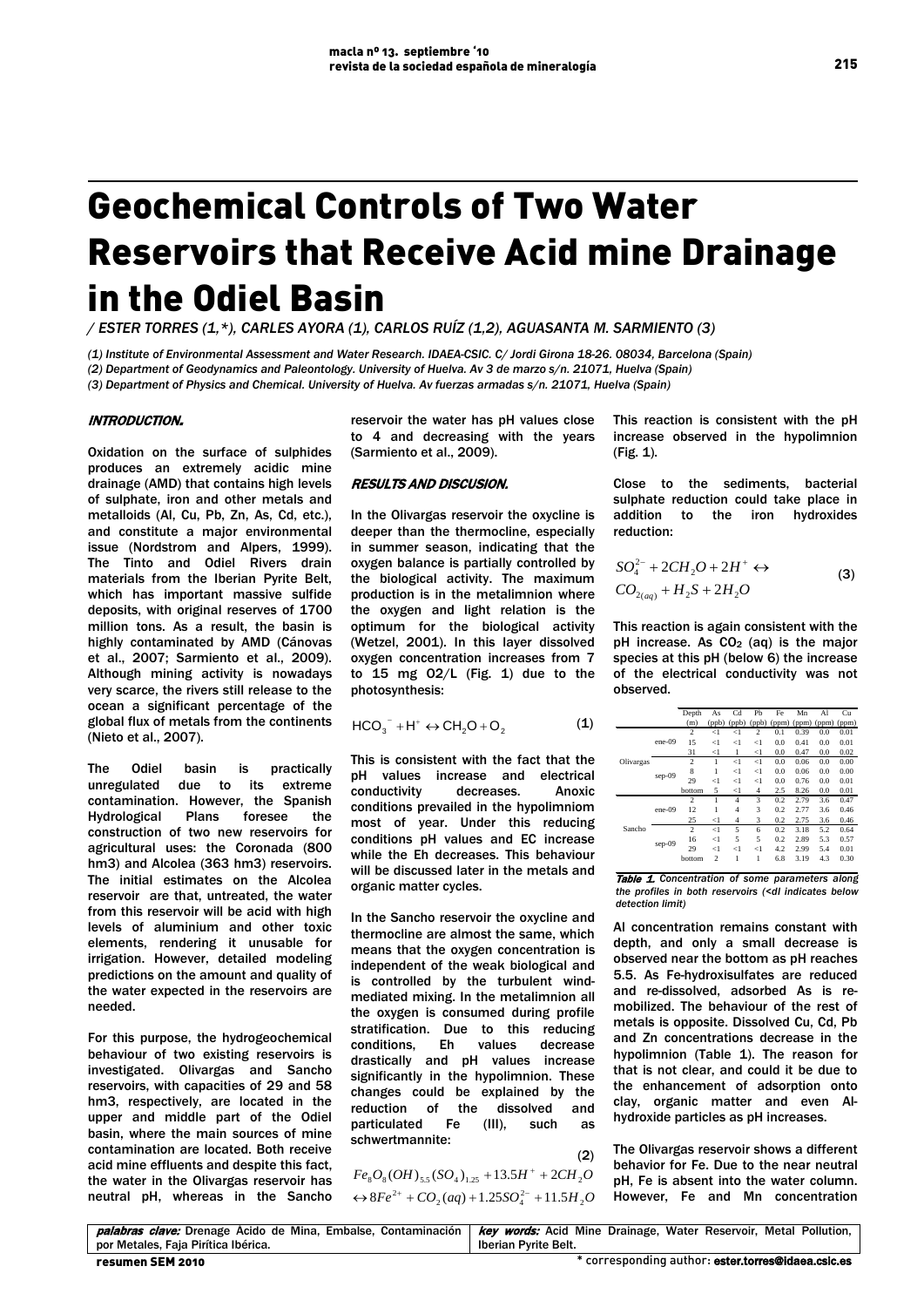# Geochemical Controls of Two Water Reservoirs that Receive Acid mine Drainage in the Odiel Basin

*/ ESTER TORRES (1,\*), CARLES AYORA (1), CARLOS RUÍZ (1,2), AGUASANTA M. SARMIENTO (3)*

*(1) Institute of Environmental Assessment and Water Research. IDAEA-CSIC. C/ Jordi Girona 18-26. 08034, Barcelona (Spain)*
*(2) Department of Geodynamics and Paleontology. University of Huelva. Av 3 de marzo s/n. 21071, Huelva (Spain)*
*(3) Department of Physics and Chemical. University of Huelva. Av fuerzas armadas s/n. 21071, Huelva (Spain)*

## INTRODUCTION.

Oxidation on the surface of sulphides produces an extremely acidic mine drainage (AMD) that contains high levels of sulphate, iron and other metals and metalloids (Al, Cu, Pb, Zn, As, Cd, etc.), and constitute a major environmental issue (Nordstrom and Alpers, 1999). The Tinto and Odiel Rivers drain materials from the Iberian Pyrite Belt, which has important massive sulfide deposits, with original reserves of 1700 million tons. As a result, the basin is highly contaminated by AMD (Cánovas et al., 2007; Sarmiento et al., 2009). Although mining activity is nowadays very scarce, the rivers still release to the ocean a significant percentage of the global flux of metals from the continents (Nieto et al., 2007).

The Odiel basin is practically unregulated due to its extreme contamination. However, the Spanish Hydrological Plans foresee the construction of two new reservoirs for agricultural uses: the Coronada (800 hm3) and Alcolea (363 hm3) reservoirs. The initial estimates on the Alcolea reservoir are that, untreated, the water from this reservoir will be acid with high levels of aluminium and other toxic elements, rendering it unusable for irrigation. However, detailed modeling predictions on the amount and quality of the water expected in the reservoirs are needed.

For this purpose, the hydrogeochemical behaviour of two existing reservoirs is investigated. Olivargas and Sancho reservoirs, with capacities of 29 and 58 hm3, respectively, are located in the upper and middle part of the Odiel basin, where the main sources of mine contamination are located. Both receive acid mine effluents and despite this fact, the water in the Olivargas reservoir has neutral pH, whereas in the Sancho reservoir the water has pH values close to 4 and decreasing with the years (Sarmiento et al., 2009).

## RESULTS AND DISCUSION.

In the Olivargas reservoir the oxycline is deeper than the thermocline, especially in summer season, indicating that the oxygen balance is partially controlled by the biological activity. The maximum production is in the metalimnion where the oxygen and light relation is the optimum for the biological activity (Wetzel, 2001). In this layer dissolved oxygen concentration increases from 7 to 15 mg O2/L (Fig. 1) due to the photosynthesis:

$$HCO_3^- + H^+ \leftrightarrow CH_2O + O_2 \qquad (1)$$

This is consistent with the fact that the pH values increase and electrical conductivity decreases. Anoxic conditions prevailed in the hypolimniom most of year. Under this reducing conditions pH values and EC increase while the Eh decreases. This behaviour will be discussed later in the metals and organic matter cycles.

In the Sancho reservoir the oxycline and thermocline are almost the same, which means that the oxygen concentration is independent of the weak biological and is controlled by the turbulent wind-mediated mixing. In the metalimnion all the oxygen is consumed during profile stratification. Due to this reducing conditions, Eh values decrease drastically and pH values increase significantly in the hypolimnion. These changes could be explained by the reduction of the dissolved and particulated Fe (III), such as schwertmannite:

$$Fe_8O_8(OH)_{5.5}(SO_4)_{1.25} + 13.5H^+ + 2CH_2O \leftrightarrow 8Fe^{2+} + CO_2(aq) + 1.25SO_4^{2-} + 11.5H_2O \qquad (2)$$

This reaction is consistent with the pH increase observed in the hypolimnion (Fig. 1).

Close to the sediments, bacterial sulphate reduction could take place in addition to the iron hydroxides reduction:

$$SO_4^{2-} + 2CH_2O + 2H^+ \leftrightarrow CO_{2(aq)} + H_2S + 2H_2O \qquad (3)$$

This reaction is again consistent with the pH increase. As $CO_2$ (aq) is the major species at this pH (below 6) the increase of the electrical conductivity was not observed.

| | | Depth (m) | As (ppb) | Cd (ppb) | Pb (ppb) | Fe (ppm) | Mn (ppm) | Al (ppm) | Cu (ppm) |
|---|---|---|---|---|---|---|---|---|---|
| Olivargas | ene-09 | 2 | <1 | <1 | 2 | 0.1 | 0.39 | 0.0 | 0.01 |
| | | 15 | <1 | <1 | <1 | 0.0 | 0.41 | 0.0 | 0.01 |
| | | 31 | <1 | 1 | <1 | 0.0 | 0.47 | 0.0 | 0.02 |
| | sep-09 | 2 | 1 | <1 | <1 | 0.0 | 0.06 | 0.0 | 0.00 |
| | | 8 | 1 | <1 | <1 | 0.0 | 0.06 | 0.0 | 0.00 |
| | | 29 | <1 | <1 | <1 | 0.0 | 0.76 | 0.0 | 0.01 |
| | | bottom | 5 | <1 | 4 | 2.5 | 8.26 | 0.0 | 0.01 |
| Sancho | ene-09 | 2 | 1 | 4 | 3 | 0.2 | 2.79 | 3.6 | 0.47 |
| | | 12 | 1 | 4 | 3 | 0.2 | 2.77 | 3.6 | 0.46 |
| | | 25 | <1 | 4 | 3 | 0.2 | 2.75 | 3.6 | 0.46 |
| | sep-09 | 2 | <1 | 5 | 6 | 0.2 | 3.18 | 5.2 | 0.64 |
| | | 16 | <1 | 5 | 5 | 0.2 | 2.89 | 5.3 | 0.57 |
| | | 29 | <1 | <1 | <1 | 4.2 | 2.99 | 5.4 | 0.01 |
| | | bottom | 2 | 1 | 1 | 6.8 | 3.19 | 4.3 | 0.30 |

*Table 1. Concentration of some parameters along the profiles in both reservoirs (<dl indicates below detection limit)*

Al concentration remains constant with depth, and only a small decrease is observed near the bottom as pH reaches 5.5. As Fe-hydroxisulfates are reduced and re-dissolved, adsorbed As is re-mobilized. The behaviour of the rest of metals is opposite. Dissolved Cu, Cd, Pb and Zn concentrations decrease in the hypolimnion (Table 1). The reason for that is not clear, and could it be due to the enhancement of adsorption onto clay, organic matter and even Al-hydroxide particles as pH increases.

The Olivargas reservoir shows a different behavior for Fe. Due to the near neutral pH, Fe is absent into the water column. However, Fe and Mn concentration

**palabras clave:** Drenage Ácido de Mina, Embalse, Contaminación por Metales, Faja Pirítica Ibérica.

**key words:** Acid Mine Drainage, Water Reservoir, Metal Pollution, Iberian Pyrite Belt.

\* corresponding author: ester.torres@idaea.csic.es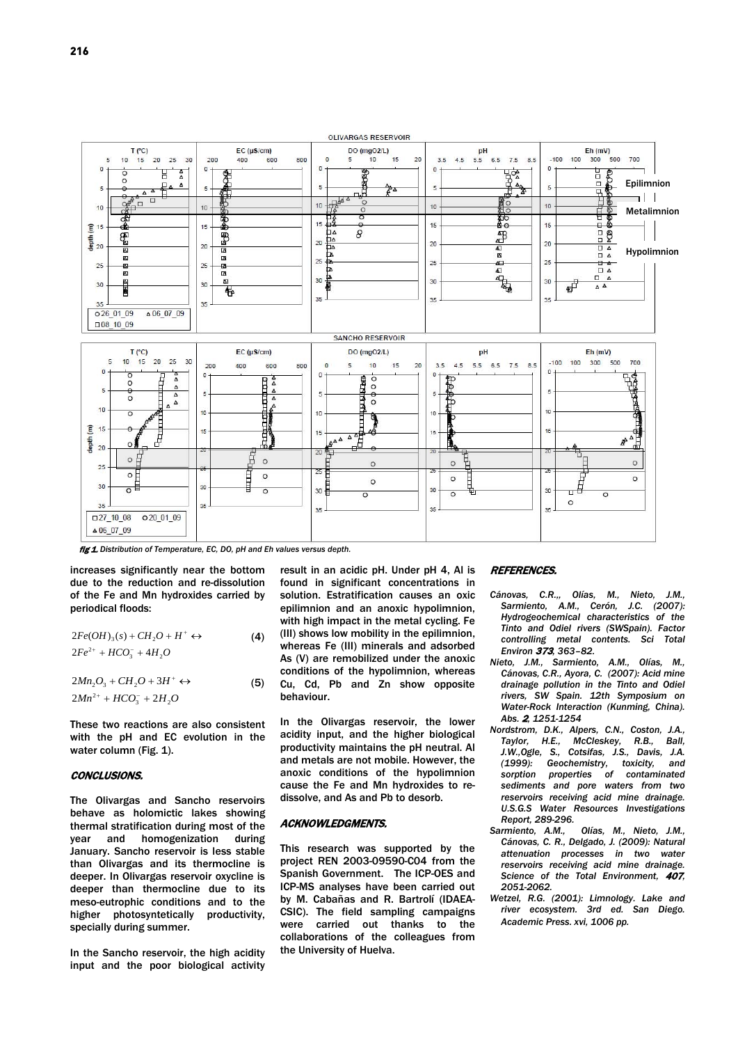OLIVARGAS RESERVOIR

T (°C)
5 10 15 20 25 30
0 5 10 15 20 25 30 35
depth (m)
○ 26_01_09 △ 06_07_09
□ 08_10_09

EC (µS/cm)
200 400 600 800

DO (mgO2/L)
0 5 10 15 20

pH
3.5 4.5 5.5 6.5 7.5 8.5

Eh (mV)
-100 100 300 500 700

Epilimnion
Metalimnion
Hypolimnion

SANCHO RESERVOIR

T (°C)
5 10 15 20 25 30
depth (m)
□ 27_10_08 ○ 20_01_09
△ 06_07_09

EC (µS/cm)
200 400 600 800

DO (mgO2/L)
0 5 10 15 20

pH
3.5 4.5 5.5 6.5 7.5 8.5

Eh (mV)
-100 100 300 500 700

***fig 1.*** *Distribution of Temperature, EC, DO, pH and Eh values versus depth.*

increases significantly near the bottom due to the reduction and re-dissolution of the Fe and Mn hydroxides carried by periodical floods:

$$2Fe(OH)_3(s) + CH_2O + H^+ \leftrightarrow 2Fe^{2+} + HCO_3^- + 4H_2O \quad (4)$$

$$2Mn_2O_3 + CH_2O + 3H^+ \leftrightarrow 2Mn^{2+} + HCO_3^- + 2H_2O \quad (5)$$

These two reactions are also consistent with the pH and EC evolution in the water column (Fig. 1).

## *CONCLUSIONS.*

The Olivargas and Sancho reservoirs behave as holomictic lakes showing thermal stratification during most of the year and homogenization during January. Sancho reservoir is less stable than Olivargas and its thermocline is deeper. In Olivargas reservoir oxycline is deeper than thermocline due to its meso-eutrophic conditions and to the higher photosyntetically productivity, specially during summer.

In the Sancho reservoir, the high acidity input and the poor biological activity result in an acidic pH. Under pH 4, Al is found in significant concentrations in solution. Estratification causes an oxic epilimnion and an anoxic hypolimnion, with high impact in the metal cycling. Fe (III) shows low mobility in the epilimnion, whereas Fe (III) minerals and adsorbed As (V) are remobilized under the anoxic conditions of the hypolimnion, whereas Cu, Cd, Pb and Zn show opposite behaviour.

In the Olivargas reservoir, the lower acidity input, and the higher biological productivity maintains the pH neutral. Al and metals are not mobile. However, the anoxic conditions of the hypolimnion cause the Fe and Mn hydroxides to re-dissolve, and As and Pb to desorb.

## *ACKNOWLEDGMENTS.*

This research was supported by the project REN 2003-09590-C04 from the Spanish Government. The ICP-OES and ICP-MS analyses have been carried out by M. Cabañas and R. Bartrolí (IDAEA-CSIC). The field sampling campaigns were carried out thanks to the collaborations of the colleagues from the University of Huelva.

## *REFERENCES.*

*Cánovas, C.R.,, Olías, M., Nieto, J.M., Sarmiento, A.M., Cerón, J.C. (2007): Hydrogeochemical characteristics of the Tinto and Odiel rivers (SWSpain). Factor controlling metal contents. Sci Total Environ* ***373****, 363–82.*

*Nieto, J.M., Sarmiento, A.M., Olías, M., Cánovas, C.R., Ayora, C. (2007): Acid mine drainage pollution in the Tinto and Odiel rivers, SW Spain. 12th Symposium on Water-Rock Interaction (Kunming, China). Abs.* ***2****, 1251-1254*

*Nordstrom, D.K., Alpers, C.N., Coston, J.A., Taylor, H.E., McCleskey, R.B., Ball, J.W.,Ogle, S., Cotsifas, J.S., Davis, J.A. (1999): Geochemistry, toxicity, and sorption properties of contaminated sediments and pore waters from two reservoirs receiving acid mine drainage. U.S.G.S Water Resources Investigations Report, 289-296.*

*Sarmiento, A.M., Olías, M., Nieto, J.M., Cánovas, C. R., Delgado, J. (2009): Natural attenuation processes in two water reservoirs receiving acid mine drainage. Science of the Total Environment,* ***407****, 2051-2062.*

*Wetzel, R.G. (2001): Limnology. Lake and river ecosystem. 3rd ed. San Diego. Academic Press. xvi, 1006 pp.*